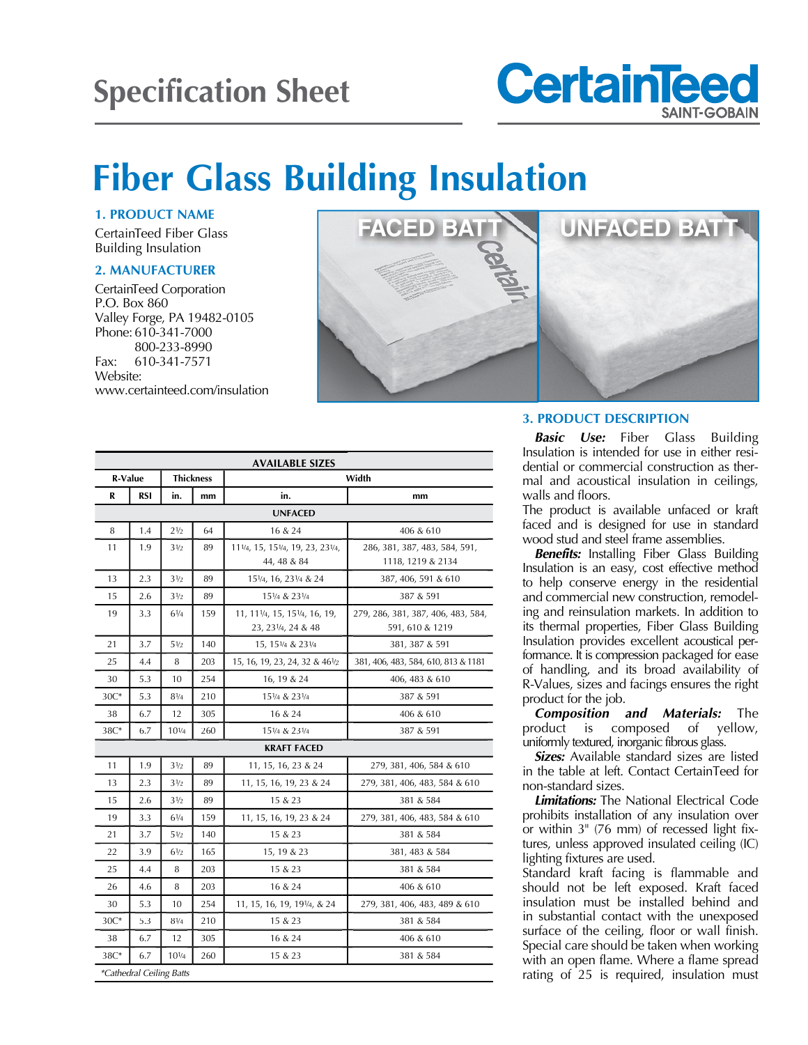# Specification Sheet

# Fiber Glass Building Insulation

### 1. PRODUCT NAME

CertainTeed Fiber Glass Building Insulation

### 2. MANUFACTURER

CertainTeed Corporation
P.O. Box 860
Valley Forge, PA 19482-0105
Phone: 610-341-7000
800-233-8990
Fax: 610-341-7571
Website:
www.certainteed.com/insulation

FACED BATT — UNFACED BATT

| AVAILABLE SIZES | | | | | |
|---|---|---|---|---|---|
| R-Value | | Thickness | | Width | |
| R | RSI | in. | mm | in. | mm |
| UNFACED | | | | | |
| 8 | 1.4 | 2½ | 64 | 16 & 24 | 406 & 610 |
| 11 | 1.9 | 3½ | 89 | 11¼, 15, 15¼, 19, 23, 23¼, 44, 48 & 84 | 286, 381, 387, 483, 584, 591, 1118, 1219 & 2134 |
| 13 | 2.3 | 3½ | 89 | 15¼, 16, 23¼ & 24 | 387, 406, 591 & 610 |
| 15 | 2.6 | 3½ | 89 | 15¼ & 23¼ | 387 & 591 |
| 19 | 3.3 | 6¼ | 159 | 11, 11¼, 15, 15¼, 16, 19, 23, 23¼, 24 & 48 | 279, 286, 381, 387, 406, 483, 584, 591, 610 & 1219 |
| 21 | 3.7 | 5½ | 140 | 15, 15¼ & 23¼ | 381, 387 & 591 |
| 25 | 4.4 | 8 | 203 | 15, 16, 19, 23, 24, 32 & 46½ | 381, 406, 483, 584, 610, 813 & 1181 |
| 30 | 5.3 | 10 | 254 | 16, 19 & 24 | 406, 483 & 610 |
| 30C* | 5.3 | 8¼ | 210 | 15¼ & 23¼ | 387 & 591 |
| 38 | 6.7 | 12 | 305 | 16 & 24 | 406 & 610 |
| 38C* | 6.7 | 10¼ | 260 | 15¼ & 23¼ | 387 & 591 |
| KRAFT FACED | | | | | |
| 11 | 1.9 | 3½ | 89 | 11, 15, 16, 23 & 24 | 279, 381, 406, 584 & 610 |
| 13 | 2.3 | 3½ | 89 | 11, 15, 16, 19, 23 & 24 | 279, 381, 406, 483, 584 & 610 |
| 15 | 2.6 | 3½ | 89 | 15 & 23 | 381 & 584 |
| 19 | 3.3 | 6¼ | 159 | 11, 15, 16, 19, 23 & 24 | 279, 381, 406, 483, 584 & 610 |
| 21 | 3.7 | 5½ | 140 | 15 & 23 | 381 & 584 |
| 22 | 3.9 | 6½ | 165 | 15, 19 & 23 | 381, 483 & 584 |
| 25 | 4.4 | 8 | 203 | 15 & 23 | 381 & 584 |
| 26 | 4.6 | 8 | 203 | 16 & 24 | 406 & 610 |
| 30 | 5.3 | 10 | 254 | 11, 15, 16, 19, 19¼, & 24 | 279, 381, 406, 483, 489 & 610 |
| 30C* | 5.3 | 8¼ | 210 | 15 & 23 | 381 & 584 |
| 38 | 6.7 | 12 | 305 | 16 & 24 | 406 & 610 |
| 38C* | 6.7 | 10¼ | 260 | 15 & 23 | 381 & 584 |

*Cathedral Ceiling Batts*

### 3. PRODUCT DESCRIPTION

***Basic Use:*** Fiber Glass Building Insulation is intended for use in either residential or commercial construction as thermal and acoustical insulation in ceilings, walls and floors.

The product is available unfaced or kraft faced and is designed for use in standard wood stud and steel frame assemblies.

***Benefits:*** Installing Fiber Glass Building Insulation is an easy, cost effective method to help conserve energy in the residential and commercial new construction, remodeling and reinsulation markets. In addition to its thermal properties, Fiber Glass Building Insulation provides excellent acoustical performance. It is compression packaged for ease of handling, and its broad availability of R-Values, sizes and facings ensures the right product for the job.

***Composition and Materials:*** The product is composed of yellow, uniformly textured, inorganic fibrous glass.

***Sizes:*** Available standard sizes are listed in the table at left. Contact CertainTeed for non-standard sizes.

***Limitations:*** The National Electrical Code prohibits installation of any insulation over or within 3" (76 mm) of recessed light fixtures, unless approved insulated ceiling (IC) lighting fixtures are used.

Standard kraft facing is flammable and should not be left exposed. Kraft faced insulation must be installed behind and in substantial contact with the unexposed surface of the ceiling, floor or wall finish. Special care should be taken when working with an open flame. Where a flame spread rating of 25 is required, insulation must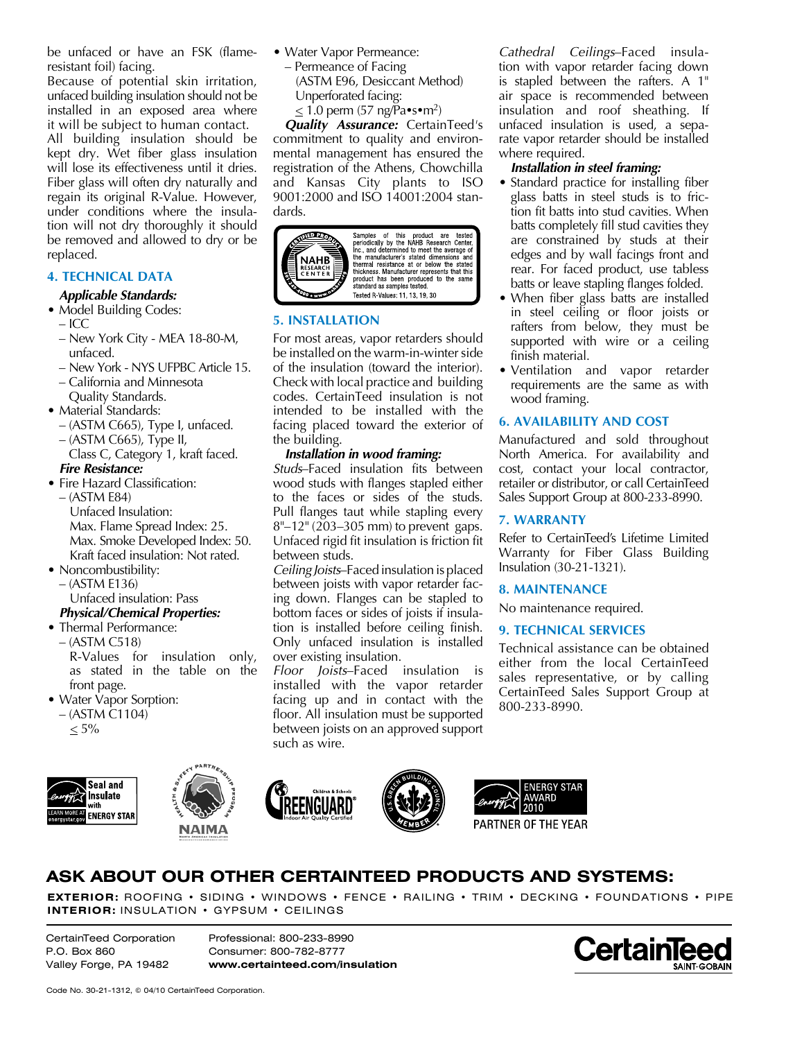be unfaced or have an FSK (flame-resistant foil) facing.

Because of potential skin irritation, unfaced building insulation should not be installed in an exposed area where it will be subject to human contact.

All building insulation should be kept dry. Wet fiber glass insulation will lose its effectiveness until it dries. Fiber glass will often dry naturally and regain its original R-Value. However, under conditions where the insulation will not dry thoroughly it should be removed and allowed to dry or be replaced.

## 4. TECHNICAL DATA

***Applicable Standards:***

- Model Building Codes:
  - ICC
  - New York City - MEA 18-80-M, unfaced.
  - New York - NYS UFPBC Article 15.
  - California and Minnesota Quality Standards.
- Material Standards:
  - (ASTM C665), Type I, unfaced.
  - (ASTM C665), Type II, Class C, Category 1, kraft faced.

***Fire Resistance:***

- Fire Hazard Classification:
  - (ASTM E84)
    Unfaced Insulation:
    Max. Flame Spread Index: 25.
    Max. Smoke Developed Index: 50.
    Kraft faced insulation: Not rated.
- Noncombustibility:
  - (ASTM E136)
    Unfaced insulation: Pass

***Physical/Chemical Properties:***

- Thermal Performance:
  - (ASTM C518)
    R-Values for insulation only, as stated in the table on the front page.
- Water Vapor Sorption:
  - (ASTM C1104)
    $\leq$ 5%
- Water Vapor Permeance:
  - Permeance of Facing
    (ASTM E96, Desiccant Method)
    Unperforated facing:
    $\leq$ 1.0 perm (57 ng/Pa•s•m$^2$)

***Quality Assurance:*** CertainTeed's commitment to quality and environmental management has ensured the registration of the Athens, Chowchilla and Kansas City plants to ISO 9001:2000 and ISO 14001:2004 standards.

CERTIFIED PRODUCT — NAHB RESEARCH CENTER

Samples of this product are tested periodically by the NAHB Research Center, Inc., and determined to meet the average of the manufacturer's stated dimensions and thermal resistance at or below the stated thickness. Manufacturer represents that this product has been produced to the same standard as samples tested.
Tested R-Values: 11, 13, 19, 30

## 5. INSTALLATION

For most areas, vapor retarders should be installed on the warm-in-winter side of the insulation (toward the interior). Check with local practice and building codes. CertainTeed insulation is not intended to be installed with the facing placed toward the exterior of the building.

***Installation in wood framing:***

*Studs*–Faced insulation fits between wood studs with flanges stapled either to the faces or sides of the studs. Pull flanges taut while stapling every 8"–12" (203–305 mm) to prevent gaps. Unfaced rigid fit insulation is friction fit between studs.

*Ceiling Joists*–Faced insulation is placed between joists with vapor retarder facing down. Flanges can be stapled to bottom faces or sides of joists if insulation is installed before ceiling finish. Only unfaced insulation is installed over existing insulation.

*Floor Joists*–Faced insulation is installed with the vapor retarder facing up and in contact with the floor. All insulation must be supported between joists on an approved support such as wire.

*Cathedral Ceilings*–Faced insulation with vapor retarder facing down is stapled between the rafters. A 1" air space is recommended between insulation and roof sheathing. If unfaced insulation is used, a separate vapor retarder should be installed where required.

***Installation in steel framing:***

- Standard practice for installing fiber glass batts in steel studs is to friction fit batts into stud cavities. When batts completely fill stud cavities they are constrained by studs at their edges and by wall facings front and rear. For faced product, use tabless batts or leave stapling flanges folded.
- When fiber glass batts are installed in steel ceiling or floor joists or rafters from below, they must be supported with wire or a ceiling finish material.
- Ventilation and vapor retarder requirements are the same as with wood framing.

## 6. AVAILABILITY AND COST

Manufactured and sold throughout North America. For availability and cost, contact your local contractor, retailer or distributor, or call CertainTeed Sales Support Group at 800-233-8990.

## 7. WARRANTY

Refer to CertainTeed's Lifetime Limited Warranty for Fiber Glass Building Insulation (30-21-1321).

## 8. MAINTENANCE

No maintenance required.

## 9. TECHNICAL SERVICES

Technical assistance can be obtained either from the local CertainTeed sales representative, or by calling CertainTeed Sales Support Group at 800-233-8990.

Seal and Insulate with ENERGY STAR — LEARN MORE AT energystar.gov

HEALTH & SAFETY PARTNERSHIP PROGRAM — NAIMA

GREENGUARD Children & Schools — Indoor Air Quality Certified

U.S. GREEN BUILDING COUNCIL MEMBER

ENERGY STAR AWARD 2010 — PARTNER OF THE YEAR

## ASK ABOUT OUR OTHER CERTAINTEED PRODUCTS AND SYSTEMS:

**EXTERIOR:** ROOFING • SIDING • WINDOWS • FENCE • RAILING • TRIM • DECKING • FOUNDATIONS • PIPE
**INTERIOR:** INSULATION • GYPSUM • CEILINGS

CertainTeed Corporation
P.O. Box 860
Valley Forge, PA 19482

Professional: 800-233-8990
Consumer: 800-782-8777
**www.certainteed.com/insulation**

CertainTeed SAINT-GOBAIN

Code No. 30-21-1312, © 04/10 CertainTeed Corporation.